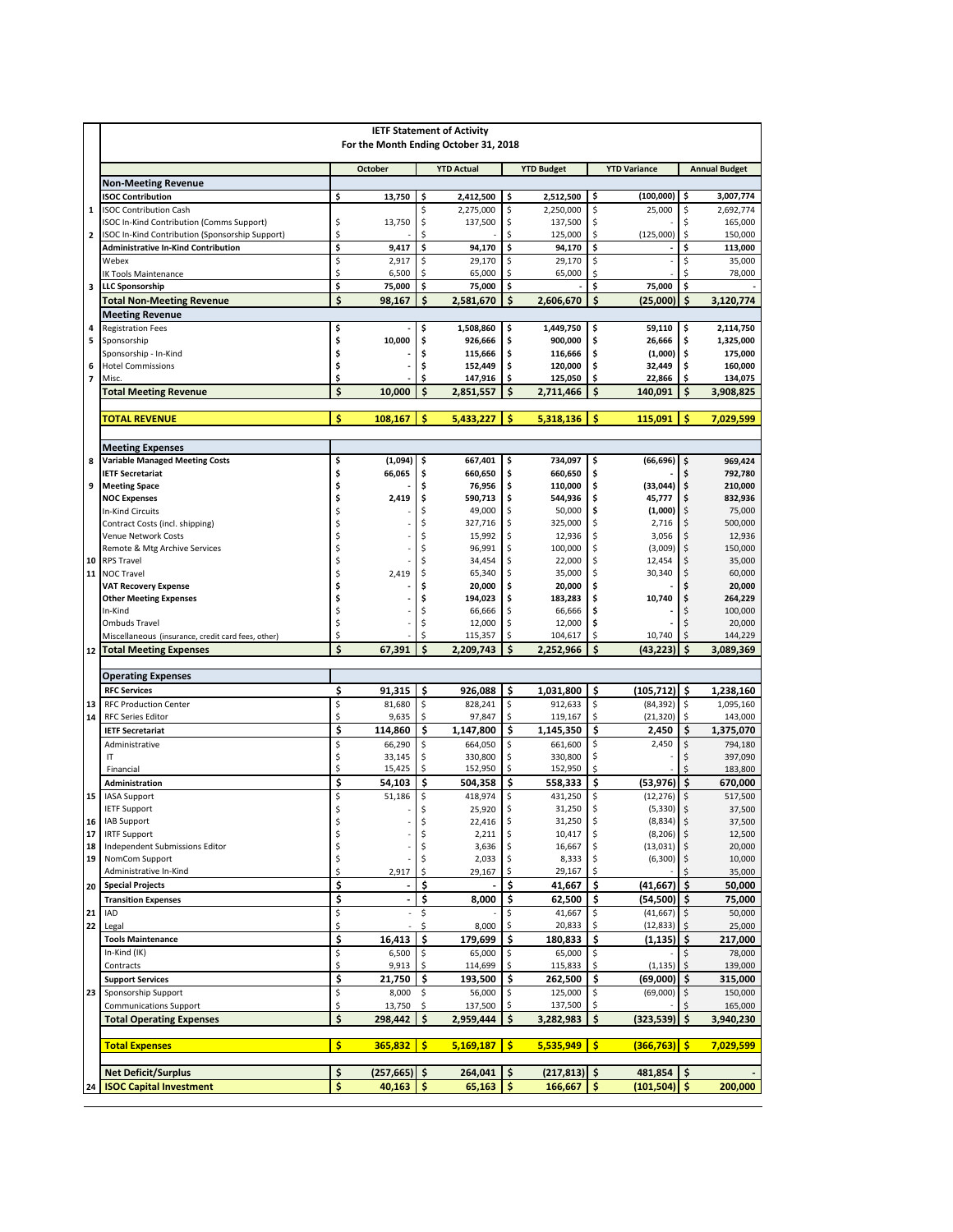# IETF Statement of Activity

## For the Month Ending October 31, 2018

| # | | October | YTD Actual | YTD Budget | YTD Variance | Annual Budget |
|---|---|---|---|---|---|---|
| | **Non-Meeting Revenue** | | | | | |
| | **ISOC Contribution** | **$ 13,750** | **$ 2,412,500** | **$ 2,512,500** | **$ (100,000)** | **$ 3,007,774** |
| 1 | ISOC Contribution Cash | | $ 2,275,000 | $ 2,250,000 | $ 25,000 | $ 2,692,774 |
| | ISOC In-Kind Contribution (Comms Support) | $ 13,750 | $ 137,500 | $ 137,500 | $ - | $ 165,000 |
| 2 | ISOC In-Kind Contribution (Sponsorship Support) | $ - | $ - | $ 125,000 | $ (125,000) | $ 150,000 |
| | **Administrative In-Kind Contribution** | **$ 9,417** | **$ 94,170** | **$ 94,170** | **$ -** | **$ 113,000** |
| | Webex | $ 2,917 | $ 29,170 | $ 29,170 | $ - | $ 35,000 |
| | IK Tools Maintenance | $ 6,500 | $ 65,000 | $ 65,000 | $ - | $ 78,000 |
| 3 | **LLC Sponsorship** | **$ 75,000** | **$ 75,000** | **$ -** | **$ 75,000** | **$ -** |
| | **Total Non-Meeting Revenue** | **$ 98,167** | **$ 2,581,670** | **$ 2,606,670** | **$ (25,000)** | **$ 3,120,774** |
| | **Meeting Revenue** | | | | | |
| 4 | Registration Fees | $ - | $ 1,508,860 | $ 1,449,750 | $ 59,110 | $ 2,114,750 |
| 5 | Sponsorship | $ 10,000 | $ 926,666 | $ 900,000 | $ 26,666 | $ 1,325,000 |
| | Sponsorship - In-Kind | $ - | $ 115,666 | $ 116,666 | $ (1,000) | $ 175,000 |
| 6 | Hotel Commissions | $ - | $ 152,449 | $ 120,000 | $ 32,449 | $ 160,000 |
| 7 | Misc. | $ - | $ 147,916 | $ 125,050 | $ 22,866 | $ 134,075 |
| | **Total Meeting Revenue** | **$ 10,000** | **$ 2,851,557** | **$ 2,711,466** | **$ 140,091** | **$ 3,908,825** |
| | | | | | | |
| | **TOTAL REVENUE** | **$ 108,167** | **$ 5,433,227** | **$ 5,318,136** | **$ 115,091** | **$ 7,029,599** |
| | | | | | | |
| | **Meeting Expenses** | | | | | |
| 8 | **Variable Managed Meeting Costs** | **$ (1,094)** | **$ 667,401** | **$ 734,097** | **$ (66,696)** | **$ 969,424** |
| | **IETF Secretariat** | **$ 66,065** | **$ 660,650** | **$ 660,650** | **$ -** | **$ 792,780** |
| 9 | **Meeting Space** | **$ -** | **$ 76,956** | **$ 110,000** | **$ (33,044)** | **$ 210,000** |
| | **NOC Expenses** | **$ 2,419** | **$ 590,713** | **$ 544,936** | **$ 45,777** | **$ 832,936** |
| | In-Kind Circuits | $ - | $ 49,000 | $ 50,000 | $ (1,000) | $ 75,000 |
| | Contract Costs (incl. shipping) | $ - | $ 327,716 | $ 325,000 | $ 2,716 | $ 500,000 |
| | Venue Network Costs | $ - | $ 15,992 | $ 12,936 | $ 3,056 | $ 12,936 |
| | Remote & Mtg Archive Services | $ - | $ 96,991 | $ 100,000 | $ (3,009) | $ 150,000 |
| 10 | RPS Travel | $ - | $ 34,454 | $ 22,000 | $ 12,454 | $ 35,000 |
| 11 | NOC Travel | $ 2,419 | $ 65,340 | $ 35,000 | $ 30,340 | $ 60,000 |
| | **VAT Recovery Expense** | **$ -** | **$ 20,000** | **$ 20,000** | **$ -** | **$ 20,000** |
| | **Other Meeting Expenses** | **$ -** | **$ 194,023** | **$ 183,283** | **$ 10,740** | **$ 264,229** |
| | In-Kind | $ - | $ 66,666 | $ 66,666 | $ - | $ 100,000 |
| | Ombuds Travel | $ - | $ 12,000 | $ 12,000 | $ - | $ 20,000 |
| | Miscellaneous (insurance, credit card fees, other) | $ - | $ 115,357 | $ 104,617 | $ 10,740 | $ 144,229 |
| 12 | **Total Meeting Expenses** | **$ 67,391** | **$ 2,209,743** | **$ 2,252,966** | **$ (43,223)** | **$ 3,089,369** |
| | | | | | | |
| | **Operating Expenses** | | | | | |
| | **RFC Services** | **$ 91,315** | **$ 926,088** | **$ 1,031,800** | **$ (105,712)** | **$ 1,238,160** |
| 13 | RFC Production Center | $ 81,680 | $ 828,241 | $ 912,633 | $ (84,392) | $ 1,095,160 |
| 14 | RFC Series Editor | $ 9,635 | $ 97,847 | $ 119,167 | $ (21,320) | $ 143,000 |
| | **IETF Secretariat** | **$ 114,860** | **$ 1,147,800** | **$ 1,145,350** | **$ 2,450** | **$ 1,375,070** |
| | Administrative | $ 66,290 | $ 664,050 | $ 661,600 | $ 2,450 | $ 794,180 |
| | IT | $ 33,145 | $ 330,800 | $ 330,800 | $ - | $ 397,090 |
| | Financial | $ 15,425 | $ 152,950 | $ 152,950 | $ - | $ 183,800 |
| | **Administration** | **$ 54,103** | **$ 504,358** | **$ 558,333** | **$ (53,976)** | **$ 670,000** |
| 15 | IASA Support | $ 51,186 | $ 418,974 | $ 431,250 | $ (12,276) | $ 517,500 |
| | IETF Support | $ - | $ 25,920 | $ 31,250 | $ (5,330) | $ 37,500 |
| 16 | IAB Support | $ - | $ 22,416 | $ 31,250 | $ (8,834) | $ 37,500 |
| 17 | IRTF Support | $ - | $ 2,211 | $ 10,417 | $ (8,206) | $ 12,500 |
| 18 | Independent Submissions Editor | $ - | $ 3,636 | $ 16,667 | $ (13,031) | $ 20,000 |
| 19 | NomCom Support | $ - | $ 2,033 | $ 8,333 | $ (6,300) | $ 10,000 |
| | Administrative In-Kind | $ 2,917 | $ 29,167 | $ 29,167 | $ - | $ 35,000 |
| 20 | **Special Projects** | **$ -** | **$ -** | **$ 41,667** | **$ (41,667)** | **$ 50,000** |
| | **Transition Expenses** | **$ -** | **$ 8,000** | **$ 62,500** | **$ (54,500)** | **$ 75,000** |
| 21 | IAD | $ - | $ - | $ 41,667 | $ (41,667) | $ 50,000 |
| 22 | Legal | $ - | $ 8,000 | $ 20,833 | $ (12,833) | $ 25,000 |
| | **Tools Maintenance** | **$ 16,413** | **$ 179,699** | **$ 180,833** | **$ (1,135)** | **$ 217,000** |
| | In-Kind (IK) | $ 6,500 | $ 65,000 | $ 65,000 | $ - | $ 78,000 |
| | Contracts | $ 9,913 | $ 114,699 | $ 115,833 | $ (1,135) | $ 139,000 |
| | **Support Services** | **$ 21,750** | **$ 193,500** | **$ 262,500** | **$ (69,000)** | **$ 315,000** |
| 23 | Sponsorship Support | $ 8,000 | $ 56,000 | $ 125,000 | $ (69,000) | $ 150,000 |
| | Communications Support | $ 13,750 | $ 137,500 | $ 137,500 | $ - | $ 165,000 |
| | **Total Operating Expenses** | **$ 298,442** | **$ 2,959,444** | **$ 3,282,983** | **$ (323,539)** | **$ 3,940,230** |
| | | | | | | |
| | **Total Expenses** | **$ 365,832** | **$ 5,169,187** | **$ 5,535,949** | **$ (366,763)** | **$ 7,029,599** |
| | | | | | | |
| | **Net Deficit/Surplus** | **$ (257,665)** | **$ 264,041** | **$ (217,813)** | **$ 481,854** | **$ -** |
| 24 | **ISOC Capital Investment** | **$ 40,163** | **$ 65,163** | **$ 166,667** | **$ (101,504)** | **$ 200,000** |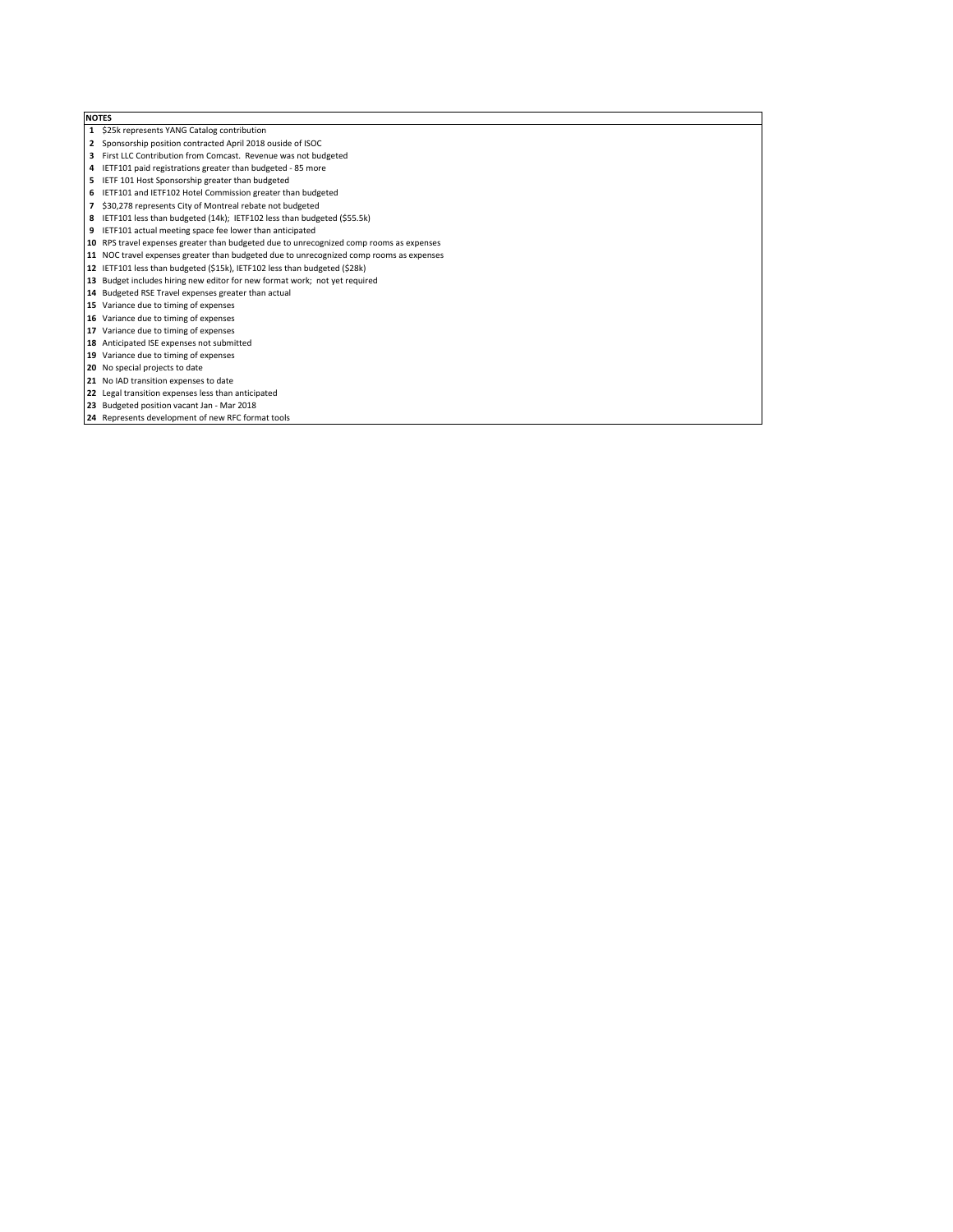| NOTES | |
|---|---|
| **1** | $25k represents YANG Catalog contribution |
| **2** | Sponsorship position contracted April 2018 ouside of ISOC |
| **3** | First LLC Contribution from Comcast.  Revenue was not budgeted |
| **4** | IETF101 paid registrations greater than budgeted - 85 more |
| **5** | IETF 101 Host Sponsorship greater than budgeted |
| **6** | IETF101 and IETF102 Hotel Commission greater than budgeted |
| **7** | $30,278 represents City of Montreal rebate not budgeted |
| **8** | IETF101 less than budgeted (14k);  IETF102 less than budgeted ($55.5k) |
| **9** | IETF101 actual meeting space fee lower than anticipated |
| **10** | RPS travel expenses greater than budgeted due to unrecognized comp rooms as expenses |
| **11** | NOC travel expenses greater than budgeted due to unrecognized comp rooms as expenses |
| **12** | IETF101 less than budgeted ($15k), IETF102 less than budgeted ($28k) |
| **13** | Budget includes hiring new editor for new format work;  not yet required |
| **14** | Budgeted RSE Travel expenses greater than actual |
| **15** | Variance due to timing of expenses |
| **16** | Variance due to timing of expenses |
| **17** | Variance due to timing of expenses |
| **18** | Anticipated ISE expenses not submitted |
| **19** | Variance due to timing of expenses |
| **20** | No special projects to date |
| **21** | No IAD transition expenses to date |
| **22** | Legal transition expenses less than anticipated |
| **23** | Budgeted position vacant Jan - Mar 2018 |
| **24** | Represents development of new RFC format tools |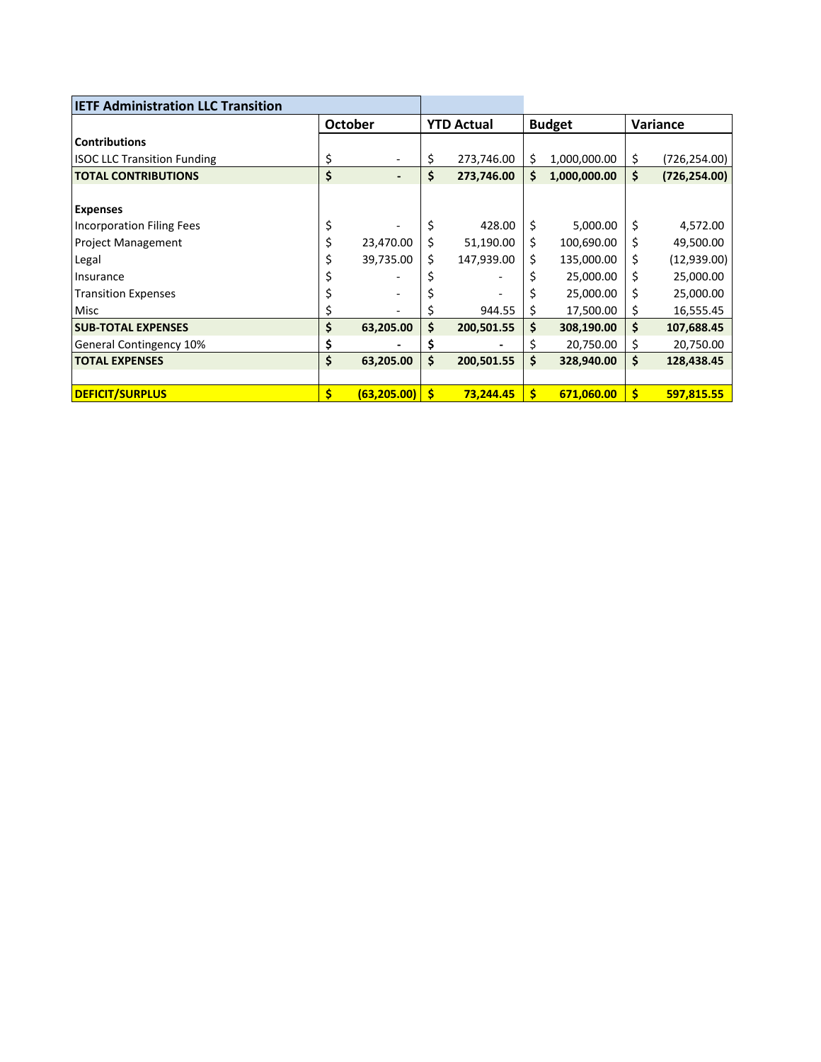| IETF Administration LLC Transition | October | YTD Actual | Budget | Variance |
|---|---|---|---|---|
| **Contributions** | | | | |
| ISOC LLC Transition Funding | $ - | $ 273,746.00 | $ 1,000,000.00 | $ (726,254.00) |
| **TOTAL CONTRIBUTIONS** | **$ -** | **$ 273,746.00** | **$ 1,000,000.00** | **$ (726,254.00)** |
| | | | | |
| **Expenses** | | | | |
| Incorporation Filing Fees | $ - | $ 428.00 | $ 5,000.00 | $ 4,572.00 |
| Project Management | $ 23,470.00 | $ 51,190.00 | $ 100,690.00 | $ 49,500.00 |
| Legal | $ 39,735.00 | $ 147,939.00 | $ 135,000.00 | $ (12,939.00) |
| Insurance | $ - | $ - | $ 25,000.00 | $ 25,000.00 |
| Transition Expenses | $ - | $ - | $ 25,000.00 | $ 25,000.00 |
| Misc | $ - | $ 944.55 | $ 17,500.00 | $ 16,555.45 |
| **SUB-TOTAL EXPENSES** | **$ 63,205.00** | **$ 200,501.55** | **$ 308,190.00** | **$ 107,688.45** |
| General Contingency 10% | **$ -** | **$ -** | $ 20,750.00 | $ 20,750.00 |
| **TOTAL EXPENSES** | **$ 63,205.00** | **$ 200,501.55** | **$ 328,940.00** | **$ 128,438.45** |
| | | | | |
| **DEFICIT/SURPLUS** | **$ (63,205.00)** | **$ 73,244.45** | **$ 671,060.00** | **$ 597,815.55** |